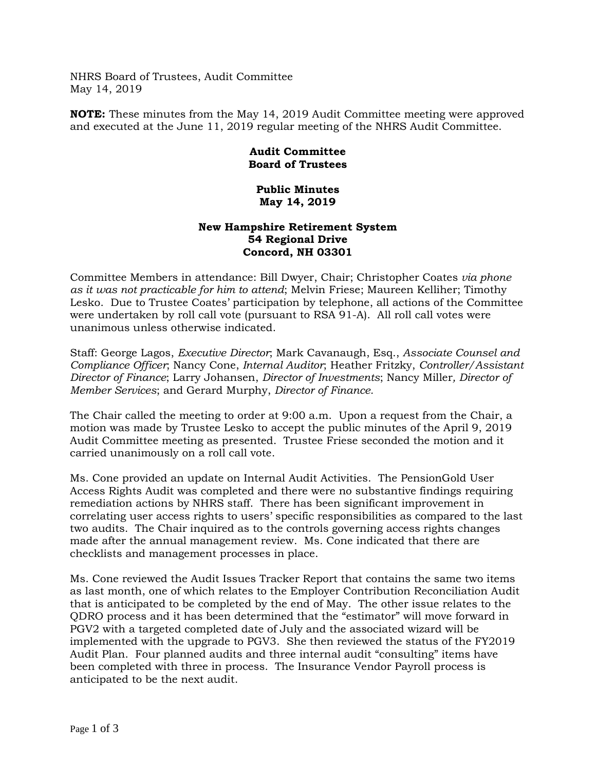NHRS Board of Trustees, Audit Committee
May 14, 2019

**NOTE:** These minutes from the May 14, 2019 Audit Committee meeting were approved and executed at the June 11, 2019 regular meeting of the NHRS Audit Committee.

**Audit Committee**
**Board of Trustees**

**Public Minutes**
**May 14, 2019**

**New Hampshire Retirement System**
**54 Regional Drive**
**Concord, NH 03301**

Committee Members in attendance: Bill Dwyer, Chair; Christopher Coates *via phone as it was not practicable for him to attend*; Melvin Friese; Maureen Kelliher; Timothy Lesko. Due to Trustee Coates' participation by telephone, all actions of the Committee were undertaken by roll call vote (pursuant to RSA 91-A). All roll call votes were unanimous unless otherwise indicated.

Staff: George Lagos, *Executive Director*; Mark Cavanaugh, Esq., *Associate Counsel and Compliance Officer*; Nancy Cone, *Internal Auditor*; Heather Fritzky, *Controller/Assistant Director of Finance*; Larry Johansen, *Director of Investments*; Nancy Miller*, Director of Member Services*; and Gerard Murphy, *Director of Finance.*

The Chair called the meeting to order at 9:00 a.m. Upon a request from the Chair, a motion was made by Trustee Lesko to accept the public minutes of the April 9, 2019 Audit Committee meeting as presented. Trustee Friese seconded the motion and it carried unanimously on a roll call vote.

Ms. Cone provided an update on Internal Audit Activities. The PensionGold User Access Rights Audit was completed and there were no substantive findings requiring remediation actions by NHRS staff. There has been significant improvement in correlating user access rights to users' specific responsibilities as compared to the last two audits. The Chair inquired as to the controls governing access rights changes made after the annual management review. Ms. Cone indicated that there are checklists and management processes in place.

Ms. Cone reviewed the Audit Issues Tracker Report that contains the same two items as last month, one of which relates to the Employer Contribution Reconciliation Audit that is anticipated to be completed by the end of May. The other issue relates to the QDRO process and it has been determined that the "estimator" will move forward in PGV2 with a targeted completed date of July and the associated wizard will be implemented with the upgrade to PGV3. She then reviewed the status of the FY2019 Audit Plan. Four planned audits and three internal audit "consulting" items have been completed with three in process. The Insurance Vendor Payroll process is anticipated to be the next audit.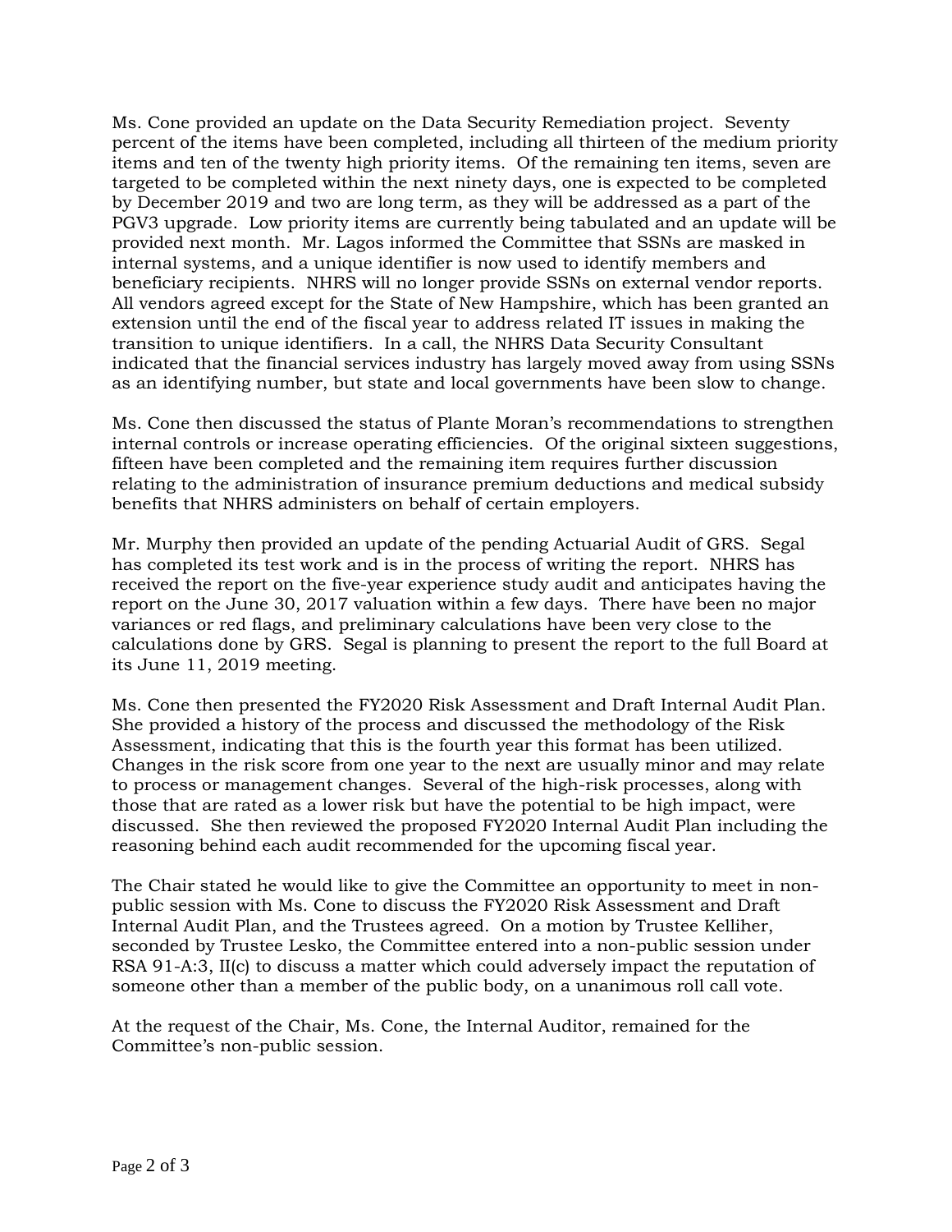Ms. Cone provided an update on the Data Security Remediation project. Seventy percent of the items have been completed, including all thirteen of the medium priority items and ten of the twenty high priority items. Of the remaining ten items, seven are targeted to be completed within the next ninety days, one is expected to be completed by December 2019 and two are long term, as they will be addressed as a part of the PGV3 upgrade. Low priority items are currently being tabulated and an update will be provided next month. Mr. Lagos informed the Committee that SSNs are masked in internal systems, and a unique identifier is now used to identify members and beneficiary recipients. NHRS will no longer provide SSNs on external vendor reports. All vendors agreed except for the State of New Hampshire, which has been granted an extension until the end of the fiscal year to address related IT issues in making the transition to unique identifiers. In a call, the NHRS Data Security Consultant indicated that the financial services industry has largely moved away from using SSNs as an identifying number, but state and local governments have been slow to change.

Ms. Cone then discussed the status of Plante Moran's recommendations to strengthen internal controls or increase operating efficiencies. Of the original sixteen suggestions, fifteen have been completed and the remaining item requires further discussion relating to the administration of insurance premium deductions and medical subsidy benefits that NHRS administers on behalf of certain employers.

Mr. Murphy then provided an update of the pending Actuarial Audit of GRS. Segal has completed its test work and is in the process of writing the report. NHRS has received the report on the five-year experience study audit and anticipates having the report on the June 30, 2017 valuation within a few days. There have been no major variances or red flags, and preliminary calculations have been very close to the calculations done by GRS. Segal is planning to present the report to the full Board at its June 11, 2019 meeting.

Ms. Cone then presented the FY2020 Risk Assessment and Draft Internal Audit Plan. She provided a history of the process and discussed the methodology of the Risk Assessment, indicating that this is the fourth year this format has been utilized. Changes in the risk score from one year to the next are usually minor and may relate to process or management changes. Several of the high-risk processes, along with those that are rated as a lower risk but have the potential to be high impact, were discussed. She then reviewed the proposed FY2020 Internal Audit Plan including the reasoning behind each audit recommended for the upcoming fiscal year.

The Chair stated he would like to give the Committee an opportunity to meet in non-public session with Ms. Cone to discuss the FY2020 Risk Assessment and Draft Internal Audit Plan, and the Trustees agreed. On a motion by Trustee Kelliher, seconded by Trustee Lesko, the Committee entered into a non-public session under RSA 91-A:3, II(c) to discuss a matter which could adversely impact the reputation of someone other than a member of the public body, on a unanimous roll call vote.

At the request of the Chair, Ms. Cone, the Internal Auditor, remained for the Committee's non-public session.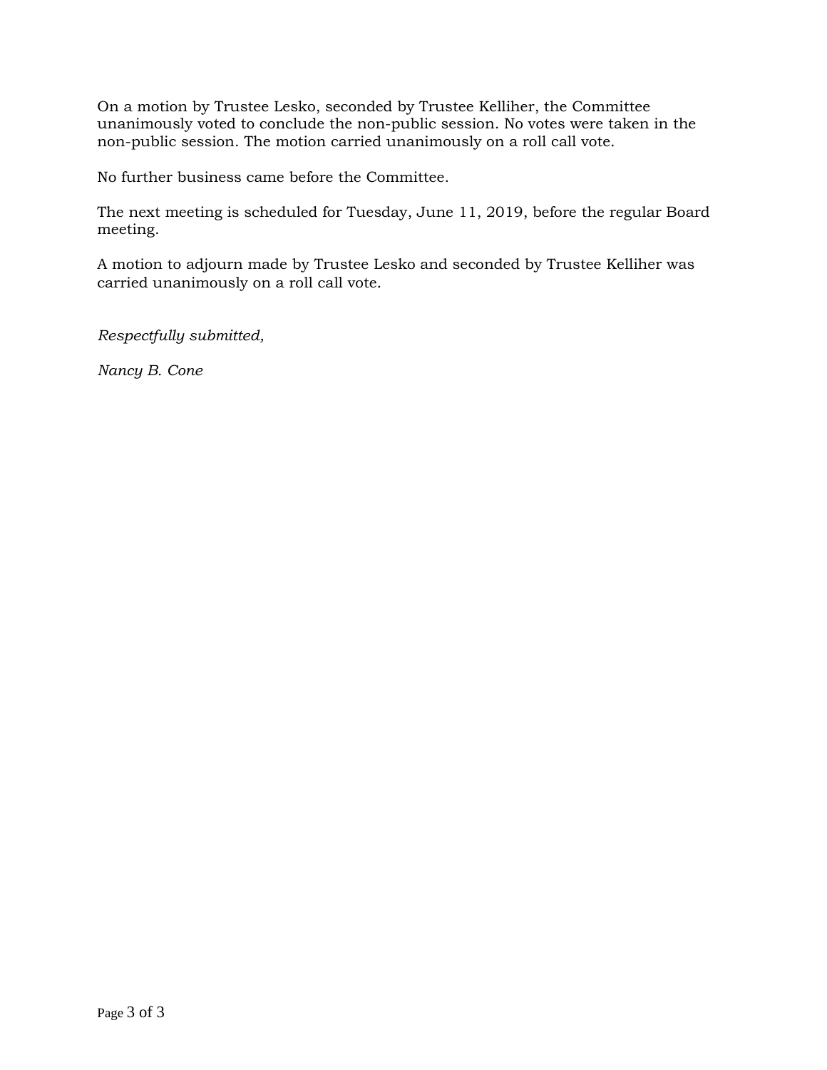On a motion by Trustee Lesko, seconded by Trustee Kelliher, the Committee unanimously voted to conclude the non-public session. No votes were taken in the non-public session. The motion carried unanimously on a roll call vote.

No further business came before the Committee.

The next meeting is scheduled for Tuesday, June 11, 2019, before the regular Board meeting.

A motion to adjourn made by Trustee Lesko and seconded by Trustee Kelliher was carried unanimously on a roll call vote.

*Respectfully submitted,*

*Nancy B. Cone*